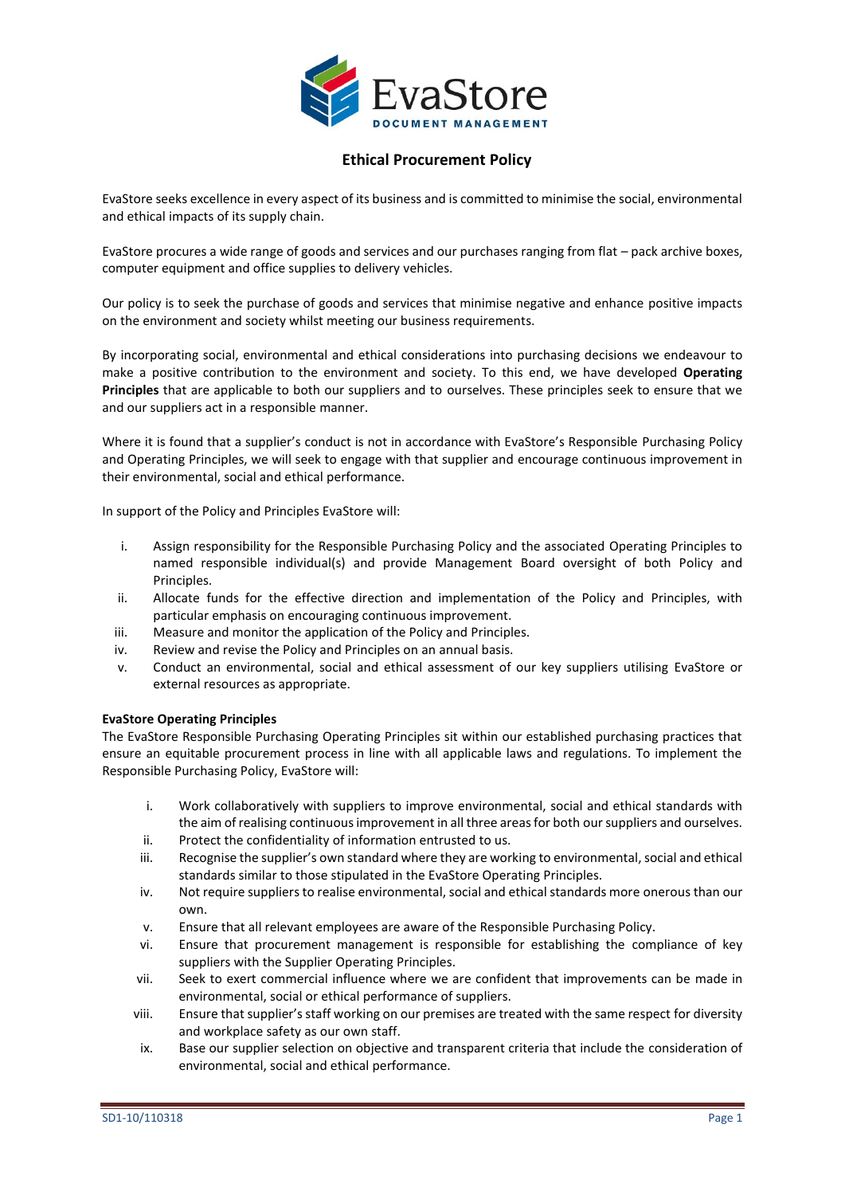# Ethical Procurement Policy

EvaStore seeks excellence in every aspect of its business and is committed to minimise the social, environmental and ethical impacts of its supply chain.

EvaStore procures a wide range of goods and services and our purchases ranging from flat – pack archive boxes, computer equipment and office supplies to delivery vehicles.

Our policy is to seek the purchase of goods and services that minimise negative and enhance positive impacts on the environment and society whilst meeting our business requirements.

By incorporating social, environmental and ethical considerations into purchasing decisions we endeavour to make a positive contribution to the environment and society. To this end, we have developed **Operating Principles** that are applicable to both our suppliers and to ourselves. These principles seek to ensure that we and our suppliers act in a responsible manner.

Where it is found that a supplier's conduct is not in accordance with EvaStore's Responsible Purchasing Policy and Operating Principles, we will seek to engage with that supplier and encourage continuous improvement in their environmental, social and ethical performance.

In support of the Policy and Principles EvaStore will:

i. Assign responsibility for the Responsible Purchasing Policy and the associated Operating Principles to named responsible individual(s) and provide Management Board oversight of both Policy and Principles.
ii. Allocate funds for the effective direction and implementation of the Policy and Principles, with particular emphasis on encouraging continuous improvement.
iii. Measure and monitor the application of the Policy and Principles.
iv. Review and revise the Policy and Principles on an annual basis.
v. Conduct an environmental, social and ethical assessment of our key suppliers utilising EvaStore or external resources as appropriate.

**EvaStore Operating Principles**

The EvaStore Responsible Purchasing Operating Principles sit within our established purchasing practices that ensure an equitable procurement process in line with all applicable laws and regulations. To implement the Responsible Purchasing Policy, EvaStore will:

i. Work collaboratively with suppliers to improve environmental, social and ethical standards with the aim of realising continuous improvement in all three areas for both our suppliers and ourselves.
ii. Protect the confidentiality of information entrusted to us.
iii. Recognise the supplier's own standard where they are working to environmental, social and ethical standards similar to those stipulated in the EvaStore Operating Principles.
iv. Not require suppliers to realise environmental, social and ethical standards more onerous than our own.
v. Ensure that all relevant employees are aware of the Responsible Purchasing Policy.
vi. Ensure that procurement management is responsible for establishing the compliance of key suppliers with the Supplier Operating Principles.
vii. Seek to exert commercial influence where we are confident that improvements can be made in environmental, social or ethical performance of suppliers.
viii. Ensure that supplier's staff working on our premises are treated with the same respect for diversity and workplace safety as our own staff.
ix. Base our supplier selection on objective and transparent criteria that include the consideration of environmental, social and ethical performance.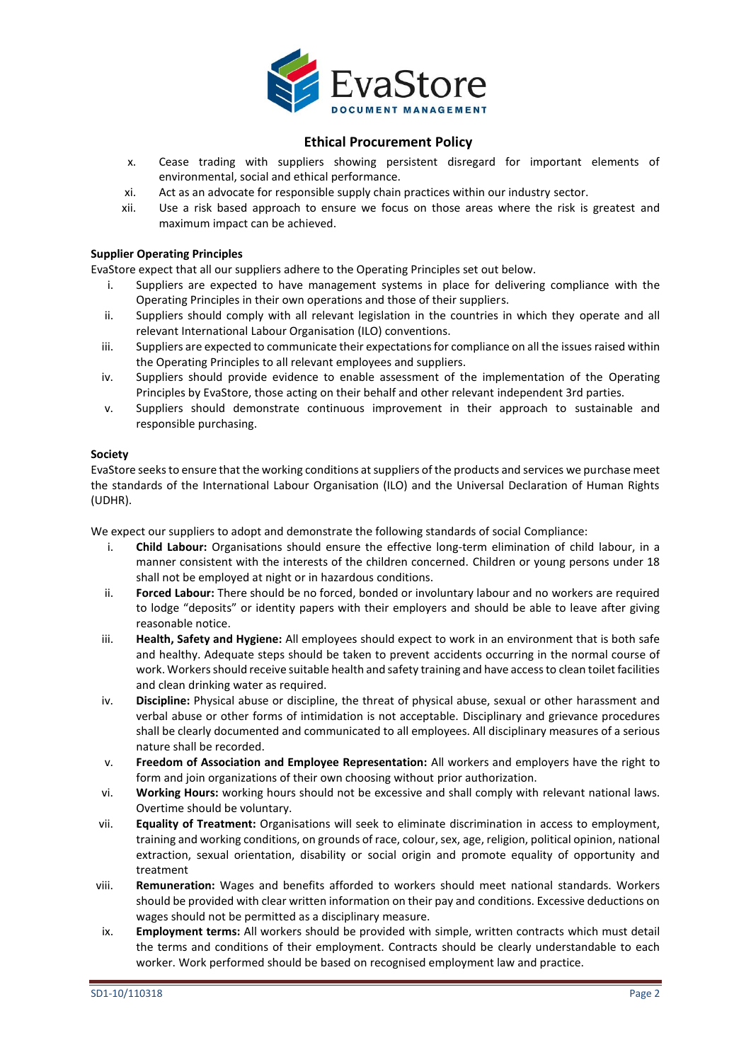## Ethical Procurement Policy

x. Cease trading with suppliers showing persistent disregard for important elements of environmental, social and ethical performance.
xi. Act as an advocate for responsible supply chain practices within our industry sector.
xii. Use a risk based approach to ensure we focus on those areas where the risk is greatest and maximum impact can be achieved.

**Supplier Operating Principles**

EvaStore expect that all our suppliers adhere to the Operating Principles set out below.

i. Suppliers are expected to have management systems in place for delivering compliance with the Operating Principles in their own operations and those of their suppliers.
ii. Suppliers should comply with all relevant legislation in the countries in which they operate and all relevant International Labour Organisation (ILO) conventions.
iii. Suppliers are expected to communicate their expectations for compliance on all the issues raised within the Operating Principles to all relevant employees and suppliers.
iv. Suppliers should provide evidence to enable assessment of the implementation of the Operating Principles by EvaStore, those acting on their behalf and other relevant independent 3rd parties.
v. Suppliers should demonstrate continuous improvement in their approach to sustainable and responsible purchasing.

**Society**

EvaStore seeks to ensure that the working conditions at suppliers of the products and services we purchase meet the standards of the International Labour Organisation (ILO) and the Universal Declaration of Human Rights (UDHR).

We expect our suppliers to adopt and demonstrate the following standards of social Compliance:

i. **Child Labour:** Organisations should ensure the effective long-term elimination of child labour, in a manner consistent with the interests of the children concerned. Children or young persons under 18 shall not be employed at night or in hazardous conditions.
ii. **Forced Labour:** There should be no forced, bonded or involuntary labour and no workers are required to lodge "deposits" or identity papers with their employers and should be able to leave after giving reasonable notice.
iii. **Health, Safety and Hygiene:** All employees should expect to work in an environment that is both safe and healthy. Adequate steps should be taken to prevent accidents occurring in the normal course of work. Workers should receive suitable health and safety training and have access to clean toilet facilities and clean drinking water as required.
iv. **Discipline:** Physical abuse or discipline, the threat of physical abuse, sexual or other harassment and verbal abuse or other forms of intimidation is not acceptable. Disciplinary and grievance procedures shall be clearly documented and communicated to all employees. All disciplinary measures of a serious nature shall be recorded.
v. **Freedom of Association and Employee Representation:** All workers and employers have the right to form and join organizations of their own choosing without prior authorization.
vi. **Working Hours:** working hours should not be excessive and shall comply with relevant national laws. Overtime should be voluntary.
vii. **Equality of Treatment:** Organisations will seek to eliminate discrimination in access to employment, training and working conditions, on grounds of race, colour, sex, age, religion, political opinion, national extraction, sexual orientation, disability or social origin and promote equality of opportunity and treatment
viii. **Remuneration:** Wages and benefits afforded to workers should meet national standards. Workers should be provided with clear written information on their pay and conditions. Excessive deductions on wages should not be permitted as a disciplinary measure.
ix. **Employment terms:** All workers should be provided with simple, written contracts which must detail the terms and conditions of their employment. Contracts should be clearly understandable to each worker. Work performed should be based on recognised employment law and practice.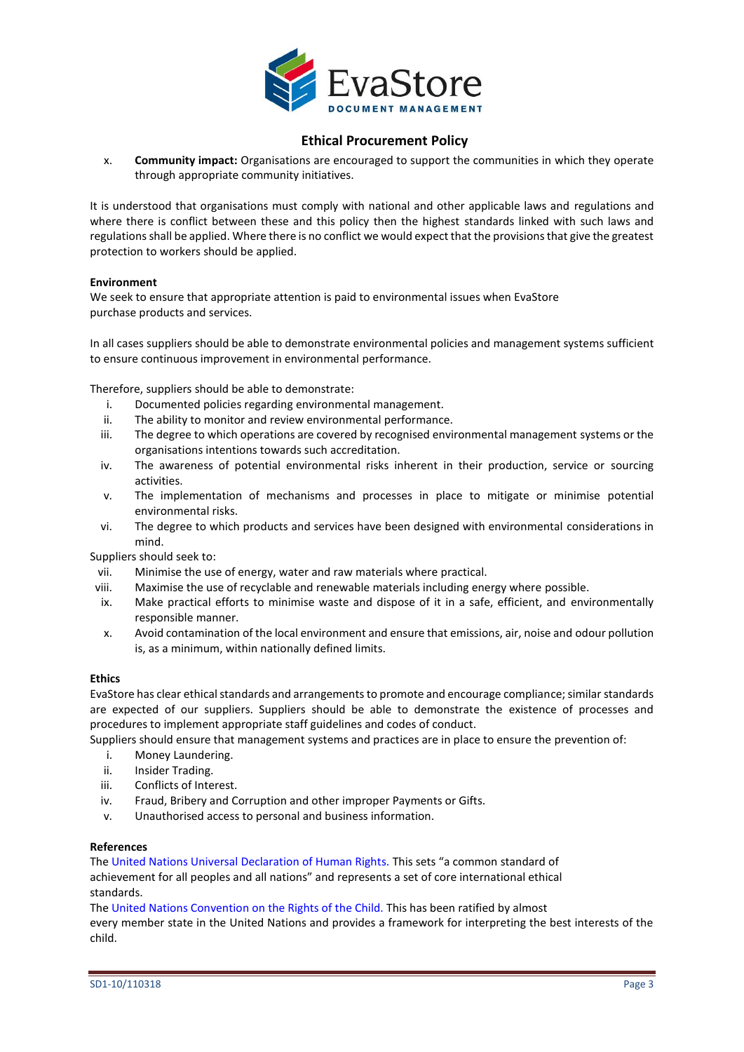## Ethical Procurement Policy

x. **Community impact:** Organisations are encouraged to support the communities in which they operate through appropriate community initiatives.

It is understood that organisations must comply with national and other applicable laws and regulations and where there is conflict between these and this policy then the highest standards linked with such laws and regulations shall be applied. Where there is no conflict we would expect that the provisions that give the greatest protection to workers should be applied.

**Environment**

We seek to ensure that appropriate attention is paid to environmental issues when EvaStore purchase products and services.

In all cases suppliers should be able to demonstrate environmental policies and management systems sufficient to ensure continuous improvement in environmental performance.

Therefore, suppliers should be able to demonstrate:

i. Documented policies regarding environmental management.
ii. The ability to monitor and review environmental performance.
iii. The degree to which operations are covered by recognised environmental management systems or the organisations intentions towards such accreditation.
iv. The awareness of potential environmental risks inherent in their production, service or sourcing activities.
v. The implementation of mechanisms and processes in place to mitigate or minimise potential environmental risks.
vi. The degree to which products and services have been designed with environmental considerations in mind.

Suppliers should seek to:

vii. Minimise the use of energy, water and raw materials where practical.
viii. Maximise the use of recyclable and renewable materials including energy where possible.
ix. Make practical efforts to minimise waste and dispose of it in a safe, efficient, and environmentally responsible manner.
x. Avoid contamination of the local environment and ensure that emissions, air, noise and odour pollution is, as a minimum, within nationally defined limits.

**Ethics**

EvaStore has clear ethical standards and arrangements to promote and encourage compliance; similar standards are expected of our suppliers. Suppliers should be able to demonstrate the existence of processes and procedures to implement appropriate staff guidelines and codes of conduct.

Suppliers should ensure that management systems and practices are in place to ensure the prevention of:

i. Money Laundering.
ii. Insider Trading.
iii. Conflicts of Interest.
iv. Fraud, Bribery and Corruption and other improper Payments or Gifts.
v. Unauthorised access to personal and business information.

**References**

The United Nations Universal Declaration of Human Rights. This sets "a common standard of achievement for all peoples and all nations" and represents a set of core international ethical standards.

The United Nations Convention on the Rights of the Child. This has been ratified by almost every member state in the United Nations and provides a framework for interpreting the best interests of the child.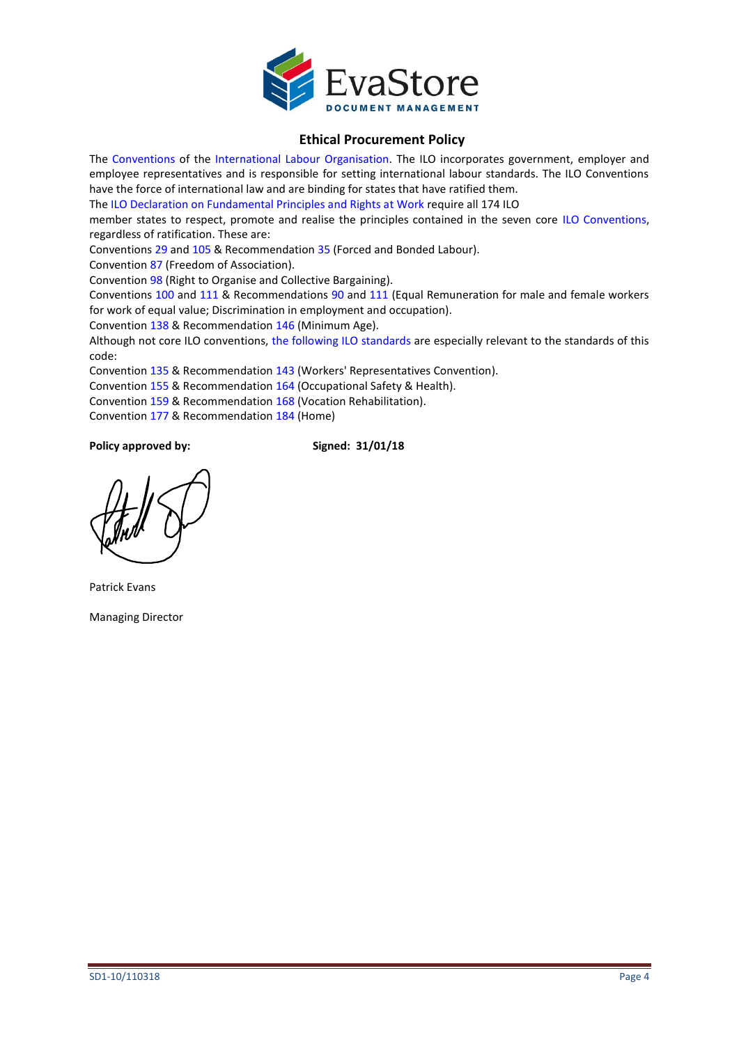## Ethical Procurement Policy

The Conventions of the International Labour Organisation. The ILO incorporates government, employer and employee representatives and is responsible for setting international labour standards. The ILO Conventions have the force of international law and are binding for states that have ratified them.

The ILO Declaration on Fundamental Principles and Rights at Work require all 174 ILO member states to respect, promote and realise the principles contained in the seven core ILO Conventions, regardless of ratification. These are:

Conventions 29 and 105 & Recommendation 35 (Forced and Bonded Labour).

Convention 87 (Freedom of Association).

Convention 98 (Right to Organise and Collective Bargaining).

Conventions 100 and 111 & Recommendations 90 and 111 (Equal Remuneration for male and female workers for work of equal value; Discrimination in employment and occupation).

Convention 138 & Recommendation 146 (Minimum Age).

Although not core ILO conventions, the following ILO standards are especially relevant to the standards of this code:

Convention 135 & Recommendation 143 (Workers' Representatives Convention).

Convention 155 & Recommendation 164 (Occupational Safety & Health).

Convention 159 & Recommendation 168 (Vocation Rehabilitation).

Convention 177 & Recommendation 184 (Home)

**Policy approved by:** **Signed: 31/01/18**

Patrick Evans

Managing Director